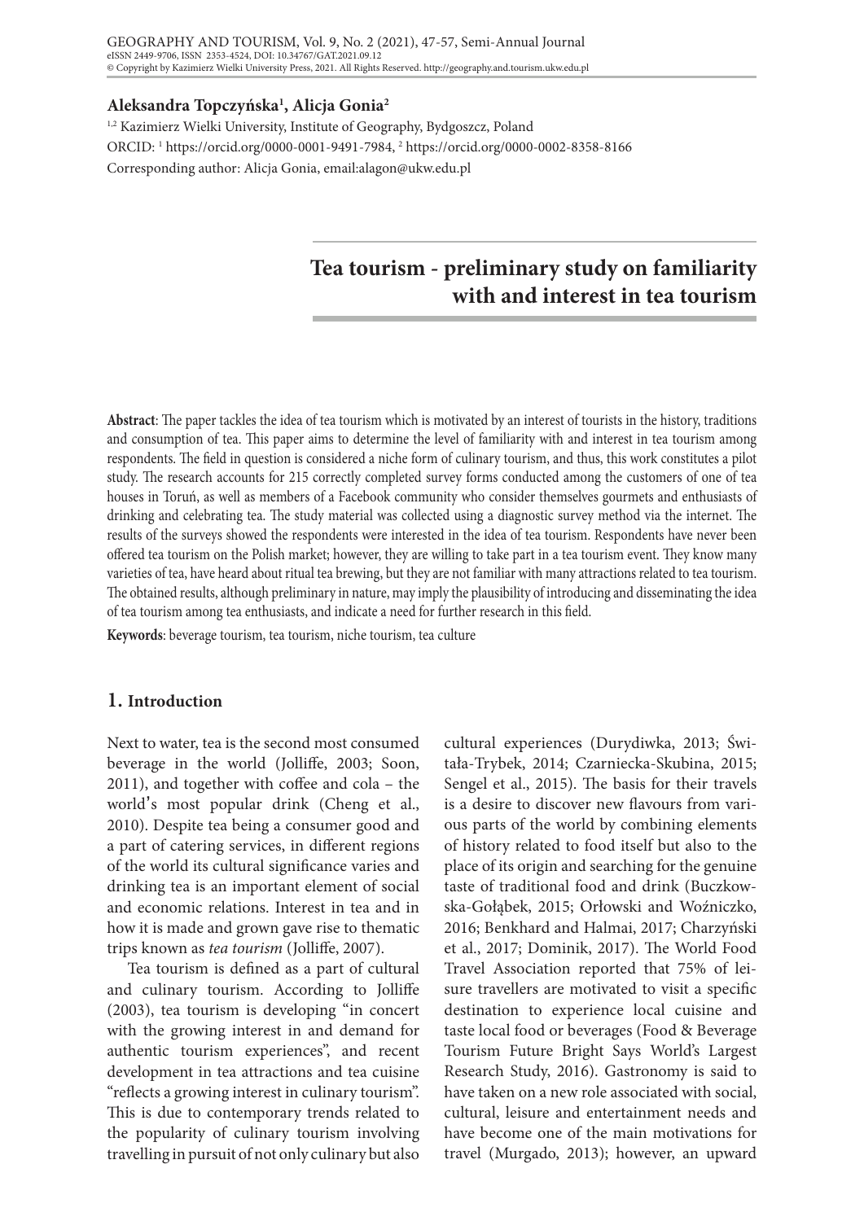**Aleksandra Topczyńska[1], Alicja Gonia[2]**

[1,2] Kazimierz Wielki University, Institute of Geography, Bydgoszcz, Poland

ORCID: [1] https://orcid.org/0000-0001-9491-7984, [2] https://orcid.org/0000-0002-8358-8166

Corresponding author: Alicja Gonia, email:alagon@ukw.edu.pl

# Tea tourism - preliminary study on familiarity with and interest in tea tourism

**Abstract**: The paper tackles the idea of tea tourism which is motivated by an interest of tourists in the history, traditions and consumption of tea. This paper aims to determine the level of familiarity with and interest in tea tourism among respondents. The field in question is considered a niche form of culinary tourism, and thus, this work constitutes a pilot study. The research accounts for 215 correctly completed survey forms conducted among the customers of one of tea houses in Toruń, as well as members of a Facebook community who consider themselves gourmets and enthusiasts of drinking and celebrating tea. The study material was collected using a diagnostic survey method via the internet. The results of the surveys showed the respondents were interested in the idea of tea tourism. Respondents have never been offered tea tourism on the Polish market; however, they are willing to take part in a tea tourism event. They know many varieties of tea, have heard about ritual tea brewing, but they are not familiar with many attractions related to tea tourism. The obtained results, although preliminary in nature, may imply the plausibility of introducing and disseminating the idea of tea tourism among tea enthusiasts, and indicate a need for further research in this field.

**Keywords**: beverage tourism, tea tourism, niche tourism, tea culture

## 1. Introduction

Next to water, tea is the second most consumed beverage in the world (Jolliffe, 2003; Soon, 2011), and together with coffee and cola – the world's most popular drink (Cheng et al., 2010). Despite tea being a consumer good and a part of catering services, in different regions of the world its cultural significance varies and drinking tea is an important element of social and economic relations. Interest in tea and in how it is made and grown gave rise to thematic trips known as *tea tourism* (Jolliffe, 2007).

Tea tourism is defined as a part of cultural and culinary tourism. According to Jolliffe (2003), tea tourism is developing "in concert with the growing interest in and demand for authentic tourism experiences", and recent development in tea attractions and tea cuisine "reflects a growing interest in culinary tourism". This is due to contemporary trends related to the popularity of culinary tourism involving travelling in pursuit of not only culinary but also cultural experiences (Durydiwka, 2013; Świtała-Trybek, 2014; Czarniecka-Skubina, 2015; Sengel et al., 2015). The basis for their travels is a desire to discover new flavours from various parts of the world by combining elements of history related to food itself but also to the place of its origin and searching for the genuine taste of traditional food and drink (Buczkowska-Gołąbek, 2015; Orłowski and Woźniczko, 2016; Benkhard and Halmai, 2017; Charzyński et al., 2017; Dominik, 2017). The World Food Travel Association reported that 75% of leisure travellers are motivated to visit a specific destination to experience local cuisine and taste local food or beverages (Food & Beverage Tourism Future Bright Says World's Largest Research Study, 2016). Gastronomy is said to have taken on a new role associated with social, cultural, leisure and entertainment needs and have become one of the main motivations for travel (Murgado, 2013); however, an upward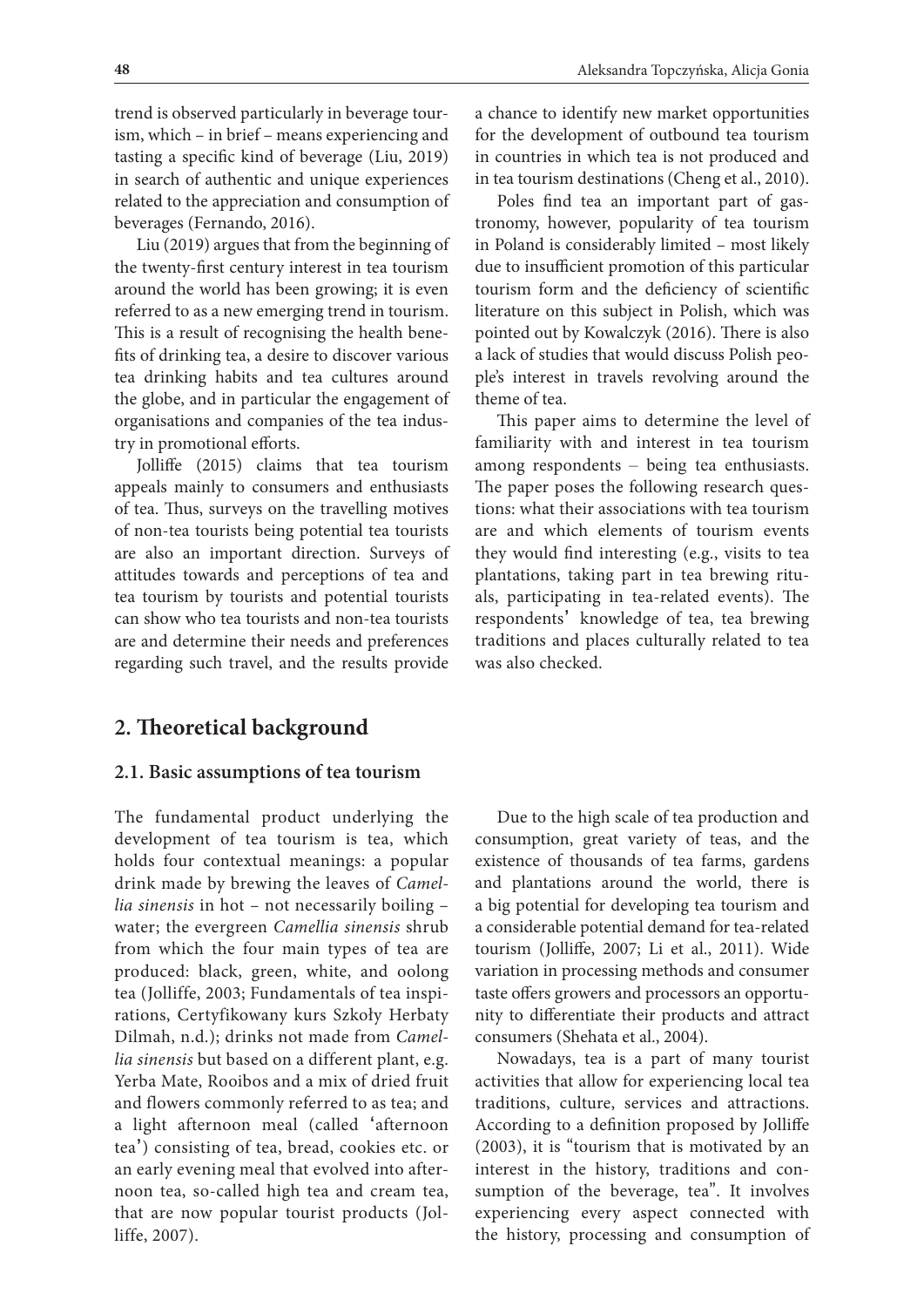trend is observed particularly in beverage tourism, which – in brief – means experiencing and tasting a specific kind of beverage (Liu, 2019) in search of authentic and unique experiences related to the appreciation and consumption of beverages (Fernando, 2016).

Liu (2019) argues that from the beginning of the twenty-first century interest in tea tourism around the world has been growing; it is even referred to as a new emerging trend in tourism. This is a result of recognising the health benefits of drinking tea, a desire to discover various tea drinking habits and tea cultures around the globe, and in particular the engagement of organisations and companies of the tea industry in promotional efforts.

Jolliffe (2015) claims that tea tourism appeals mainly to consumers and enthusiasts of tea. Thus, surveys on the travelling motives of non-tea tourists being potential tea tourists are also an important direction. Surveys of attitudes towards and perceptions of tea and tea tourism by tourists and potential tourists can show who tea tourists and non-tea tourists are and determine their needs and preferences regarding such travel, and the results provide a chance to identify new market opportunities for the development of outbound tea tourism in countries in which tea is not produced and in tea tourism destinations (Cheng et al., 2010).

Poles find tea an important part of gastronomy, however, popularity of tea tourism in Poland is considerably limited – most likely due to insufficient promotion of this particular tourism form and the deficiency of scientific literature on this subject in Polish, which was pointed out by Kowalczyk (2016). There is also a lack of studies that would discuss Polish people's interest in travels revolving around the theme of tea.

This paper aims to determine the level of familiarity with and interest in tea tourism among respondents – being tea enthusiasts. The paper poses the following research questions: what their associations with tea tourism are and which elements of tourism events they would find interesting (e.g., visits to tea plantations, taking part in tea brewing rituals, participating in tea-related events). The respondents' knowledge of tea, tea brewing traditions and places culturally related to tea was also checked.

## 2. Theoretical background

### 2.1. Basic assumptions of tea tourism

The fundamental product underlying the development of tea tourism is tea, which holds four contextual meanings: a popular drink made by brewing the leaves of *Camellia sinensis* in hot – not necessarily boiling – water; the evergreen *Camellia sinensis* shrub from which the four main types of tea are produced: black, green, white, and oolong tea (Jolliffe, 2003; Fundamentals of tea inspirations, Certyfikowany kurs Szkoły Herbaty Dilmah, n.d.); drinks not made from *Camellia sinensis* but based on a different plant, e.g. Yerba Mate, Rooibos and a mix of dried fruit and flowers commonly referred to as tea; and a light afternoon meal (called 'afternoon tea') consisting of tea, bread, cookies etc. or an early evening meal that evolved into afternoon tea, so-called high tea and cream tea, that are now popular tourist products (Jolliffe, 2007).

Due to the high scale of tea production and consumption, great variety of teas, and the existence of thousands of tea farms, gardens and plantations around the world, there is a big potential for developing tea tourism and a considerable potential demand for tea-related tourism (Jolliffe, 2007; Li et al., 2011). Wide variation in processing methods and consumer taste offers growers and processors an opportunity to differentiate their products and attract consumers (Shehata et al., 2004).

Nowadays, tea is a part of many tourist activities that allow for experiencing local tea traditions, culture, services and attractions. According to a definition proposed by Jolliffe (2003), it is "tourism that is motivated by an interest in the history, traditions and consumption of the beverage, tea". It involves experiencing every aspect connected with the history, processing and consumption of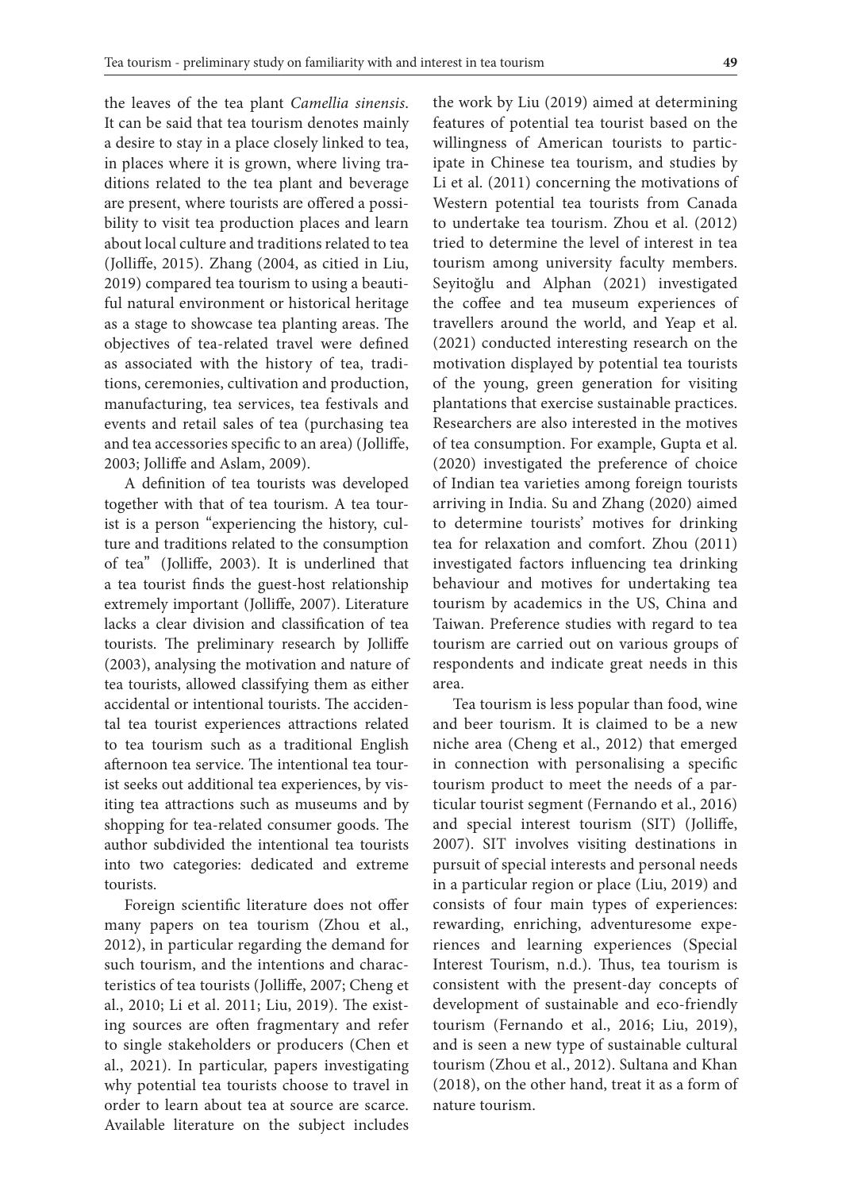the leaves of the tea plant *Camellia sinensis*. It can be said that tea tourism denotes mainly a desire to stay in a place closely linked to tea, in places where it is grown, where living traditions related to the tea plant and beverage are present, where tourists are offered a possibility to visit tea production places and learn about local culture and traditions related to tea (Jolliffe, 2015). Zhang (2004, as citied in Liu, 2019) compared tea tourism to using a beautiful natural environment or historical heritage as a stage to showcase tea planting areas. The objectives of tea-related travel were defined as associated with the history of tea, traditions, ceremonies, cultivation and production, manufacturing, tea services, tea festivals and events and retail sales of tea (purchasing tea and tea accessories specific to an area) (Jolliffe, 2003; Jolliffe and Aslam, 2009).

A definition of tea tourists was developed together with that of tea tourism. A tea tourist is a person "experiencing the history, culture and traditions related to the consumption of tea" (Jolliffe, 2003). It is underlined that a tea tourist finds the guest-host relationship extremely important (Jolliffe, 2007). Literature lacks a clear division and classification of tea tourists. The preliminary research by Jolliffe (2003), analysing the motivation and nature of tea tourists, allowed classifying them as either accidental or intentional tourists. The accidental tea tourist experiences attractions related to tea tourism such as a traditional English afternoon tea service. The intentional tea tourist seeks out additional tea experiences, by visiting tea attractions such as museums and by shopping for tea-related consumer goods. The author subdivided the intentional tea tourists into two categories: dedicated and extreme tourists.

Foreign scientific literature does not offer many papers on tea tourism (Zhou et al., 2012), in particular regarding the demand for such tourism, and the intentions and characteristics of tea tourists (Jolliffe, 2007; Cheng et al., 2010; Li et al. 2011; Liu, 2019). The existing sources are often fragmentary and refer to single stakeholders or producers (Chen et al., 2021). In particular, papers investigating why potential tea tourists choose to travel in order to learn about tea at source are scarce. Available literature on the subject includes the work by Liu (2019) aimed at determining features of potential tea tourist based on the willingness of American tourists to participate in Chinese tea tourism, and studies by Li et al. (2011) concerning the motivations of Western potential tea tourists from Canada to undertake tea tourism. Zhou et al. (2012) tried to determine the level of interest in tea tourism among university faculty members. Seyitoğlu and Alphan (2021) investigated the coffee and tea museum experiences of travellers around the world, and Yeap et al. (2021) conducted interesting research on the motivation displayed by potential tea tourists of the young, green generation for visiting plantations that exercise sustainable practices. Researchers are also interested in the motives of tea consumption. For example, Gupta et al. (2020) investigated the preference of choice of Indian tea varieties among foreign tourists arriving in India. Su and Zhang (2020) aimed to determine tourists' motives for drinking tea for relaxation and comfort. Zhou (2011) investigated factors influencing tea drinking behaviour and motives for undertaking tea tourism by academics in the US, China and Taiwan. Preference studies with regard to tea tourism are carried out on various groups of respondents and indicate great needs in this area.

Tea tourism is less popular than food, wine and beer tourism. It is claimed to be a new niche area (Cheng et al., 2012) that emerged in connection with personalising a specific tourism product to meet the needs of a particular tourist segment (Fernando et al., 2016) and special interest tourism (SIT) (Jolliffe, 2007). SIT involves visiting destinations in pursuit of special interests and personal needs in a particular region or place (Liu, 2019) and consists of four main types of experiences: rewarding, enriching, adventuresome experiences and learning experiences (Special Interest Tourism, n.d.). Thus, tea tourism is consistent with the present-day concepts of development of sustainable and eco-friendly tourism (Fernando et al., 2016; Liu, 2019), and is seen a new type of sustainable cultural tourism (Zhou et al., 2012). Sultana and Khan (2018), on the other hand, treat it as a form of nature tourism.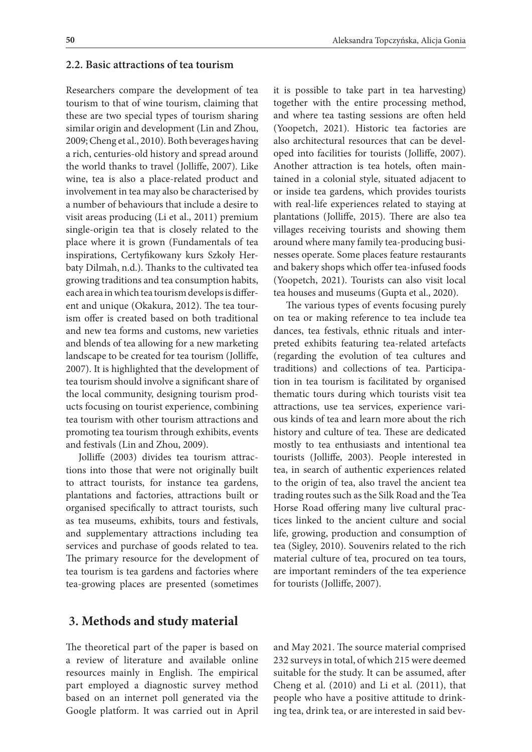### 2.2. Basic attractions of tea tourism

Researchers compare the development of tea tourism to that of wine tourism, claiming that these are two special types of tourism sharing similar origin and development (Lin and Zhou, 2009; Cheng et al., 2010). Both beverages having a rich, centuries-old history and spread around the world thanks to travel (Jolliffe, 2007). Like wine, tea is also a place-related product and involvement in tea may also be characterised by a number of behaviours that include a desire to visit areas producing (Li et al., 2011) premium single-origin tea that is closely related to the place where it is grown (Fundamentals of tea inspirations, Certyfikowany kurs Szkoły Herbaty Dilmah, n.d.). Thanks to the cultivated tea growing traditions and tea consumption habits, each area in which tea tourism develops is different and unique (Okakura, 2012). The tea tourism offer is created based on both traditional and new tea forms and customs, new varieties and blends of tea allowing for a new marketing landscape to be created for tea tourism (Jolliffe, 2007). It is highlighted that the development of tea tourism should involve a significant share of the local community, designing tourism products focusing on tourist experience, combining tea tourism with other tourism attractions and promoting tea tourism through exhibits, events and festivals (Lin and Zhou, 2009).

Jolliffe (2003) divides tea tourism attractions into those that were not originally built to attract tourists, for instance tea gardens, plantations and factories, attractions built or organised specifically to attract tourists, such as tea museums, exhibits, tours and festivals, and supplementary attractions including tea services and purchase of goods related to tea. The primary resource for the development of tea tourism is tea gardens and factories where tea-growing places are presented (sometimes it is possible to take part in tea harvesting) together with the entire processing method, and where tea tasting sessions are often held (Yoopetch, 2021). Historic tea factories are also architectural resources that can be developed into facilities for tourists (Jolliffe, 2007). Another attraction is tea hotels, often maintained in a colonial style, situated adjacent to or inside tea gardens, which provides tourists with real-life experiences related to staying at plantations (Jolliffe, 2015). There are also tea villages receiving tourists and showing them around where many family tea-producing businesses operate. Some places feature restaurants and bakery shops which offer tea-infused foods (Yoopetch, 2021). Tourists can also visit local tea houses and museums (Gupta et al., 2020).

The various types of events focusing purely on tea or making reference to tea include tea dances, tea festivals, ethnic rituals and interpreted exhibits featuring tea-related artefacts (regarding the evolution of tea cultures and traditions) and collections of tea. Participation in tea tourism is facilitated by organised thematic tours during which tourists visit tea attractions, use tea services, experience various kinds of tea and learn more about the rich history and culture of tea. These are dedicated mostly to tea enthusiasts and intentional tea tourists (Jolliffe, 2003). People interested in tea, in search of authentic experiences related to the origin of tea, also travel the ancient tea trading routes such as the Silk Road and the Tea Horse Road offering many live cultural practices linked to the ancient culture and social life, growing, production and consumption of tea (Sigley, 2010). Souvenirs related to the rich material culture of tea, procured on tea tours, are important reminders of the tea experience for tourists (Jolliffe, 2007).

## 3. Methods and study material

The theoretical part of the paper is based on a review of literature and available online resources mainly in English. The empirical part employed a diagnostic survey method based on an internet poll generated via the Google platform. It was carried out in April and May 2021. The source material comprised 232 surveys in total, of which 215 were deemed suitable for the study. It can be assumed, after Cheng et al. (2010) and Li et al. (2011), that people who have a positive attitude to drinking tea, drink tea, or are interested in said bev-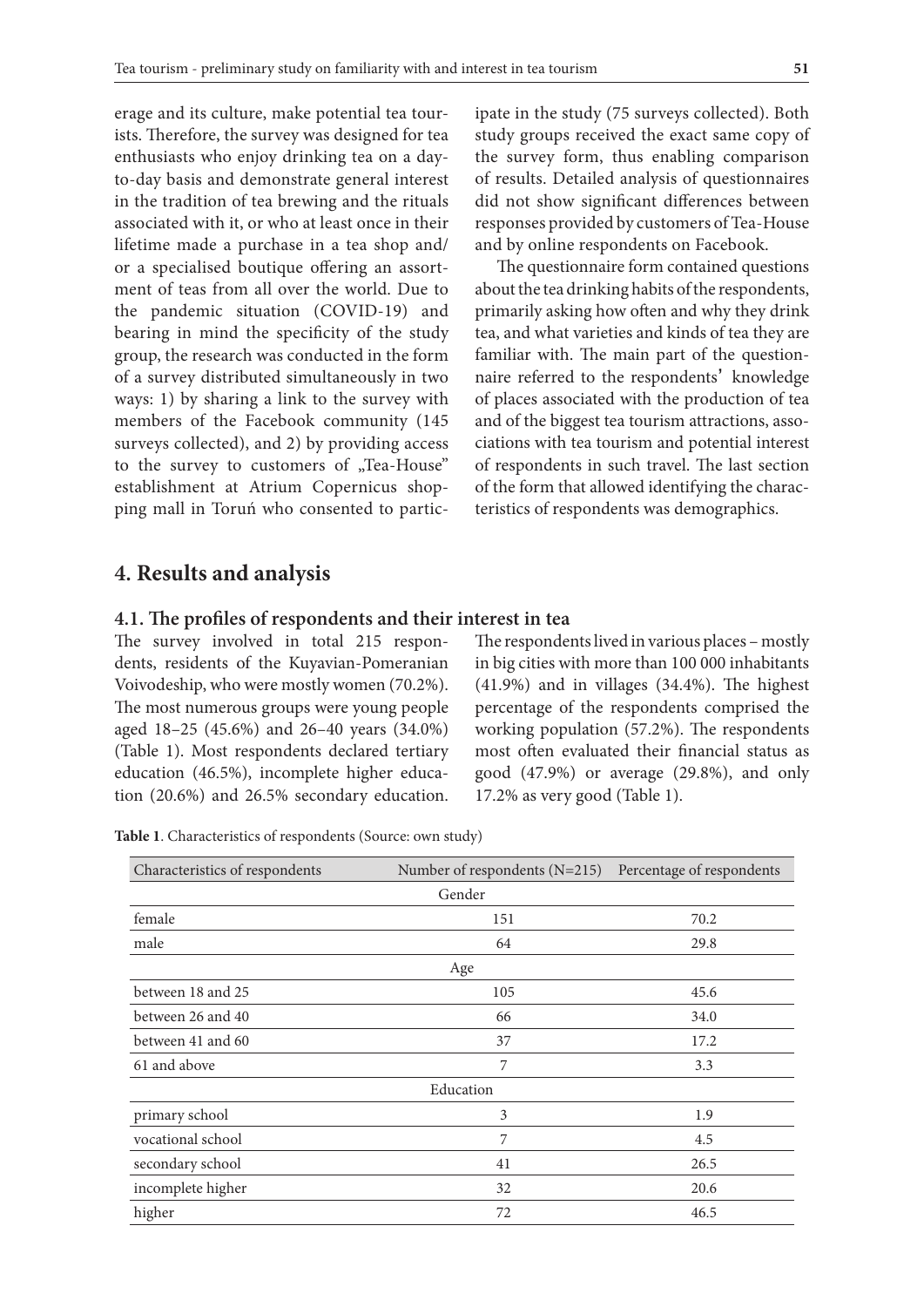erage and its culture, make potential tea tourists. Therefore, the survey was designed for tea enthusiasts who enjoy drinking tea on a day-to-day basis and demonstrate general interest in the tradition of tea brewing and the rituals associated with it, or who at least once in their lifetime made a purchase in a tea shop and/or a specialised boutique offering an assortment of teas from all over the world. Due to the pandemic situation (COVID-19) and bearing in mind the specificity of the study group, the research was conducted in the form of a survey distributed simultaneously in two ways: 1) by sharing a link to the survey with members of the Facebook community (145 surveys collected), and 2) by providing access to the survey to customers of „Tea-House" establishment at Atrium Copernicus shopping mall in Toruń who consented to participate in the study (75 surveys collected). Both study groups received the exact same copy of the survey form, thus enabling comparison of results. Detailed analysis of questionnaires did not show significant differences between responses provided by customers of Tea-House and by online respondents on Facebook.

The questionnaire form contained questions about the tea drinking habits of the respondents, primarily asking how often and why they drink tea, and what varieties and kinds of tea they are familiar with. The main part of the questionnaire referred to the respondents' knowledge of places associated with the production of tea and of the biggest tea tourism attractions, associations with tea tourism and potential interest of respondents in such travel. The last section of the form that allowed identifying the characteristics of respondents was demographics.

## 4. Results and analysis

### 4.1. The profiles of respondents and their interest in tea

The survey involved in total 215 respondents, residents of the Kuyavian-Pomeranian Voivodeship, who were mostly women (70.2%). The most numerous groups were young people aged 18–25 (45.6%) and 26–40 years (34.0%) (Table 1). Most respondents declared tertiary education (46.5%), incomplete higher education (20.6%) and 26.5% secondary education. The respondents lived in various places – mostly in big cities with more than 100 000 inhabitants (41.9%) and in villages (34.4%). The highest percentage of the respondents comprised the working population (57.2%). The respondents most often evaluated their financial status as good (47.9%) or average (29.8%), and only 17.2% as very good (Table 1).

**Table 1**. Characteristics of respondents (Source: own study)

| Characteristics of respondents | Number of respondents (N=215) | Percentage of respondents |
|---|---|---|
| | Gender | |
| female | 151 | 70.2 |
| male | 64 | 29.8 |
| | Age | |
| between 18 and 25 | 105 | 45.6 |
| between 26 and 40 | 66 | 34.0 |
| between 41 and 60 | 37 | 17.2 |
| 61 and above | 7 | 3.3 |
| | Education | |
| primary school | 3 | 1.9 |
| vocational school | 7 | 4.5 |
| secondary school | 41 | 26.5 |
| incomplete higher | 32 | 20.6 |
| higher | 72 | 46.5 |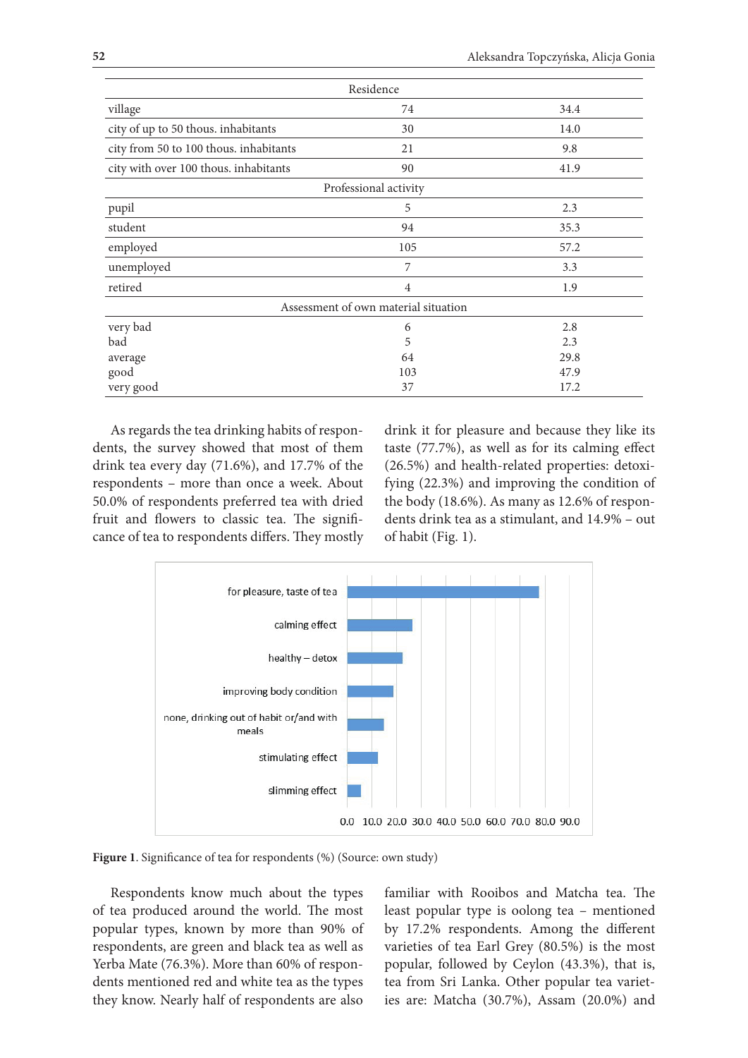| Residence | | |
|---|---|---|
| village | 74 | 34.4 |
| city of up to 50 thous. inhabitants | 30 | 14.0 |
| city from 50 to 100 thous. inhabitants | 21 | 9.8 |
| city with over 100 thous. inhabitants | 90 | 41.9 |
| Professional activity | | |
| pupil | 5 | 2.3 |
| student | 94 | 35.3 |
| employed | 105 | 57.2 |
| unemployed | 7 | 3.3 |
| retired | 4 | 1.9 |
| Assessment of own material situation | | |
| very bad | 6 | 2.8 |
| bad | 5 | 2.3 |
| average | 64 | 29.8 |
| good | 103 | 47.9 |
| very good | 37 | 17.2 |

As regards the tea drinking habits of respondents, the survey showed that most of them drink tea every day (71.6%), and 17.7% of the respondents – more than once a week. About 50.0% of respondents preferred tea with dried fruit and flowers to classic tea. The significance of tea to respondents differs. They mostly drink it for pleasure and because they like its taste (77.7%), as well as for its calming effect (26.5%) and health-related properties: detoxifying (22.3%) and improving the condition of the body (18.6%). As many as 12.6% of respondents drink tea as a stimulant, and 14.9% – out of habit (Fig. 1).

**Figure 1**. Significance of tea for respondents (%) (Source: own study)

Respondents know much about the types of tea produced around the world. The most popular types, known by more than 90% of respondents, are green and black tea as well as Yerba Mate (76.3%). More than 60% of respondents mentioned red and white tea as the types they know. Nearly half of respondents are also familiar with Rooibos and Matcha tea. The least popular type is oolong tea – mentioned by 17.2% respondents. Among the different varieties of tea Earl Grey (80.5%) is the most popular, followed by Ceylon (43.3%), that is, tea from Sri Lanka. Other popular tea varieties are: Matcha (30.7%), Assam (20.0%) and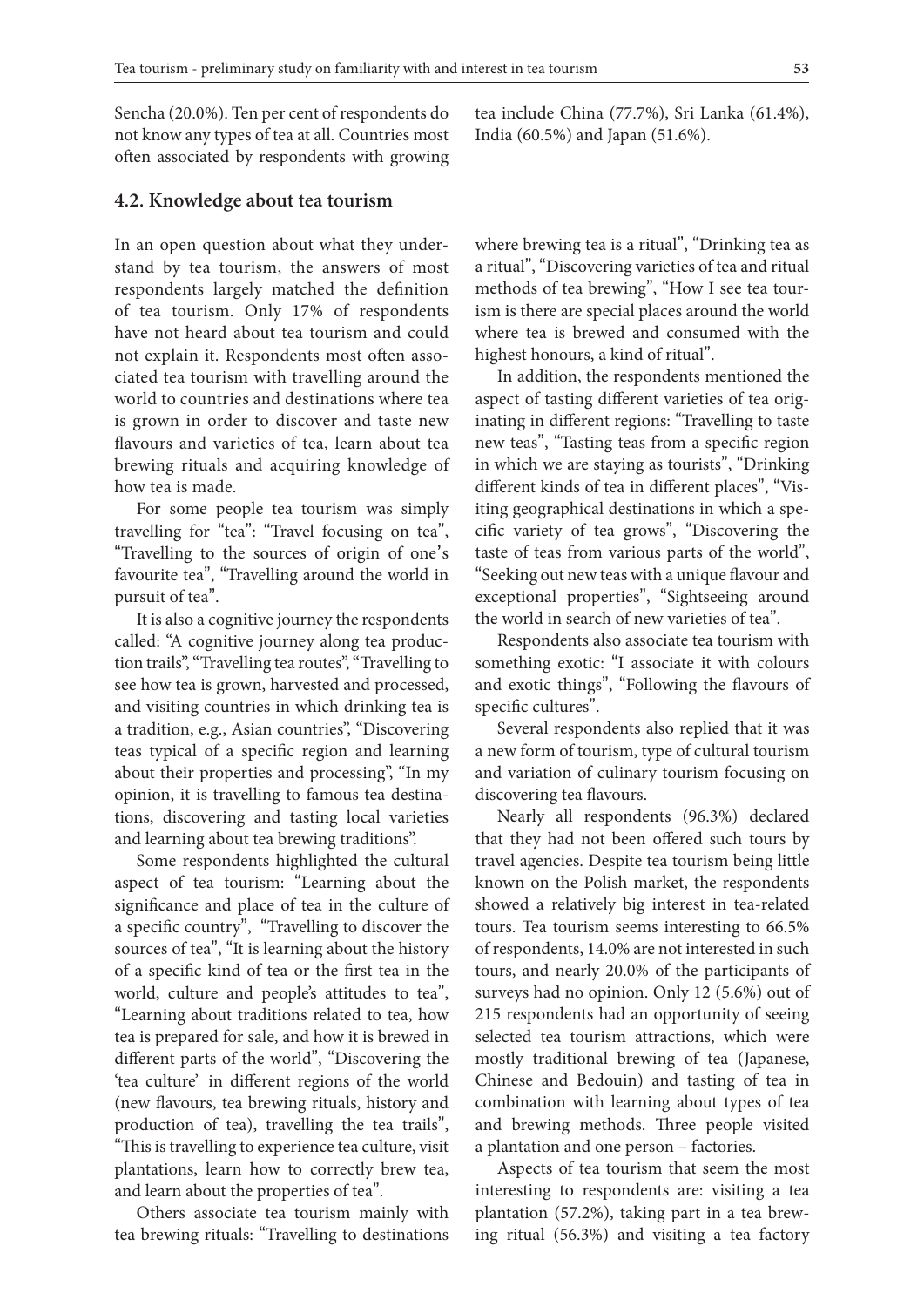Sencha (20.0%). Ten per cent of respondents do not know any types of tea at all. Countries most often associated by respondents with growing tea include China (77.7%), Sri Lanka (61.4%), India (60.5%) and Japan (51.6%).

### 4.2. Knowledge about tea tourism

In an open question about what they understand by tea tourism, the answers of most respondents largely matched the definition of tea tourism. Only 17% of respondents have not heard about tea tourism and could not explain it. Respondents most often associated tea tourism with travelling around the world to countries and destinations where tea is grown in order to discover and taste new flavours and varieties of tea, learn about tea brewing rituals and acquiring knowledge of how tea is made.

For some people tea tourism was simply travelling for "tea": "Travel focusing on tea", "Travelling to the sources of origin of one's favourite tea", "Travelling around the world in pursuit of tea".

It is also a cognitive journey the respondents called: "A cognitive journey along tea production trails", "Travelling tea routes", "Travelling to see how tea is grown, harvested and processed, and visiting countries in which drinking tea is a tradition, e.g., Asian countries", "Discovering teas typical of a specific region and learning about their properties and processing", "In my opinion, it is travelling to famous tea destinations, discovering and tasting local varieties and learning about tea brewing traditions".

Some respondents highlighted the cultural aspect of tea tourism: "Learning about the significance and place of tea in the culture of a specific country", "Travelling to discover the sources of tea", "It is learning about the history of a specific kind of tea or the first tea in the world, culture and people's attitudes to tea", "Learning about traditions related to tea, how tea is prepared for sale, and how it is brewed in different parts of the world", "Discovering the 'tea culture' in different regions of the world (new flavours, tea brewing rituals, history and production of tea), travelling the tea trails", "This is travelling to experience tea culture, visit plantations, learn how to correctly brew tea, and learn about the properties of tea".

Others associate tea tourism mainly with tea brewing rituals: "Travelling to destinations where brewing tea is a ritual", "Drinking tea as a ritual", "Discovering varieties of tea and ritual methods of tea brewing", "How I see tea tourism is there are special places around the world where tea is brewed and consumed with the highest honours, a kind of ritual".

In addition, the respondents mentioned the aspect of tasting different varieties of tea originating in different regions: "Travelling to taste new teas", "Tasting teas from a specific region in which we are staying as tourists", "Drinking different kinds of tea in different places", "Visiting geographical destinations in which a specific variety of tea grows", "Discovering the taste of teas from various parts of the world", "Seeking out new teas with a unique flavour and exceptional properties", "Sightseeing around the world in search of new varieties of tea".

Respondents also associate tea tourism with something exotic: "I associate it with colours and exotic things", "Following the flavours of specific cultures".

Several respondents also replied that it was a new form of tourism, type of cultural tourism and variation of culinary tourism focusing on discovering tea flavours.

Nearly all respondents (96.3%) declared that they had not been offered such tours by travel agencies. Despite tea tourism being little known on the Polish market, the respondents showed a relatively big interest in tea-related tours. Tea tourism seems interesting to 66.5% of respondents, 14.0% are not interested in such tours, and nearly 20.0% of the participants of surveys had no opinion. Only 12 (5.6%) out of 215 respondents had an opportunity of seeing selected tea tourism attractions, which were mostly traditional brewing of tea (Japanese, Chinese and Bedouin) and tasting of tea in combination with learning about types of tea and brewing methods. Three people visited a plantation and one person – factories.

Aspects of tea tourism that seem the most interesting to respondents are: visiting a tea plantation (57.2%), taking part in a tea brewing ritual (56.3%) and visiting a tea factory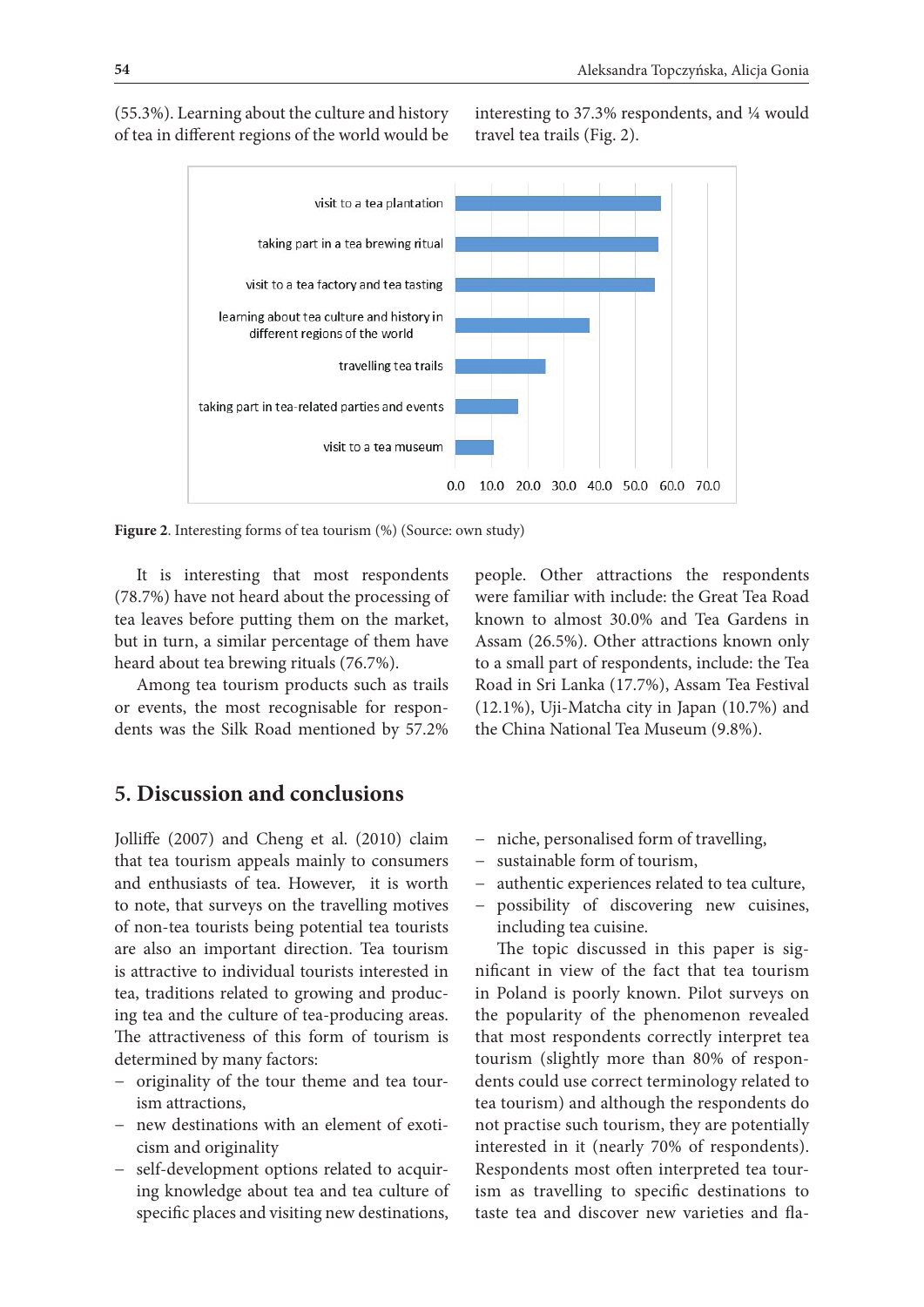(55.3%). Learning about the culture and history of tea in different regions of the world would be interesting to 37.3% respondents, and ¼ would travel tea trails (Fig. 2).

visit to a tea plantation

taking part in a tea brewing ritual

visit to a tea factory and tea tasting

learning about tea culture and history in different regions of the world

travelling tea trails

taking part in tea-related parties and events

visit to a tea museum

0.0 10.0 20.0 30.0 40.0 50.0 60.0 70.0

**Figure 2**. Interesting forms of tea tourism (%) (Source: own study)

It is interesting that most respondents (78.7%) have not heard about the processing of tea leaves before putting them on the market, but in turn, a similar percentage of them have heard about tea brewing rituals (76.7%).

Among tea tourism products such as trails or events, the most recognisable for respondents was the Silk Road mentioned by 57.2% people. Other attractions the respondents were familiar with include: the Great Tea Road known to almost 30.0% and Tea Gardens in Assam (26.5%). Other attractions known only to a small part of respondents, include: the Tea Road in Sri Lanka (17.7%), Assam Tea Festival (12.1%), Uji-Matcha city in Japan (10.7%) and the China National Tea Museum (9.8%).

## 5. Discussion and conclusions

Jolliffe (2007) and Cheng et al. (2010) claim that tea tourism appeals mainly to consumers and enthusiasts of tea. However, it is worth to note, that surveys on the travelling motives of non-tea tourists being potential tea tourists are also an important direction. Tea tourism is attractive to individual tourists interested in tea, traditions related to growing and producing tea and the culture of tea-producing areas. The attractiveness of this form of tourism is determined by many factors:

- originality of the tour theme and tea tourism attractions,
- new destinations with an element of exoticism and originality
- self-development options related to acquiring knowledge about tea and tea culture of specific places and visiting new destinations,
- niche, personalised form of travelling,
- sustainable form of tourism,
- authentic experiences related to tea culture,
- possibility of discovering new cuisines, including tea cuisine.

The topic discussed in this paper is significant in view of the fact that tea tourism in Poland is poorly known. Pilot surveys on the popularity of the phenomenon revealed that most respondents correctly interpret tea tourism (slightly more than 80% of respondents could use correct terminology related to tea tourism) and although the respondents do not practise such tourism, they are potentially interested in it (nearly 70% of respondents). Respondents most often interpreted tea tourism as travelling to specific destinations to taste tea and discover new varieties and fla-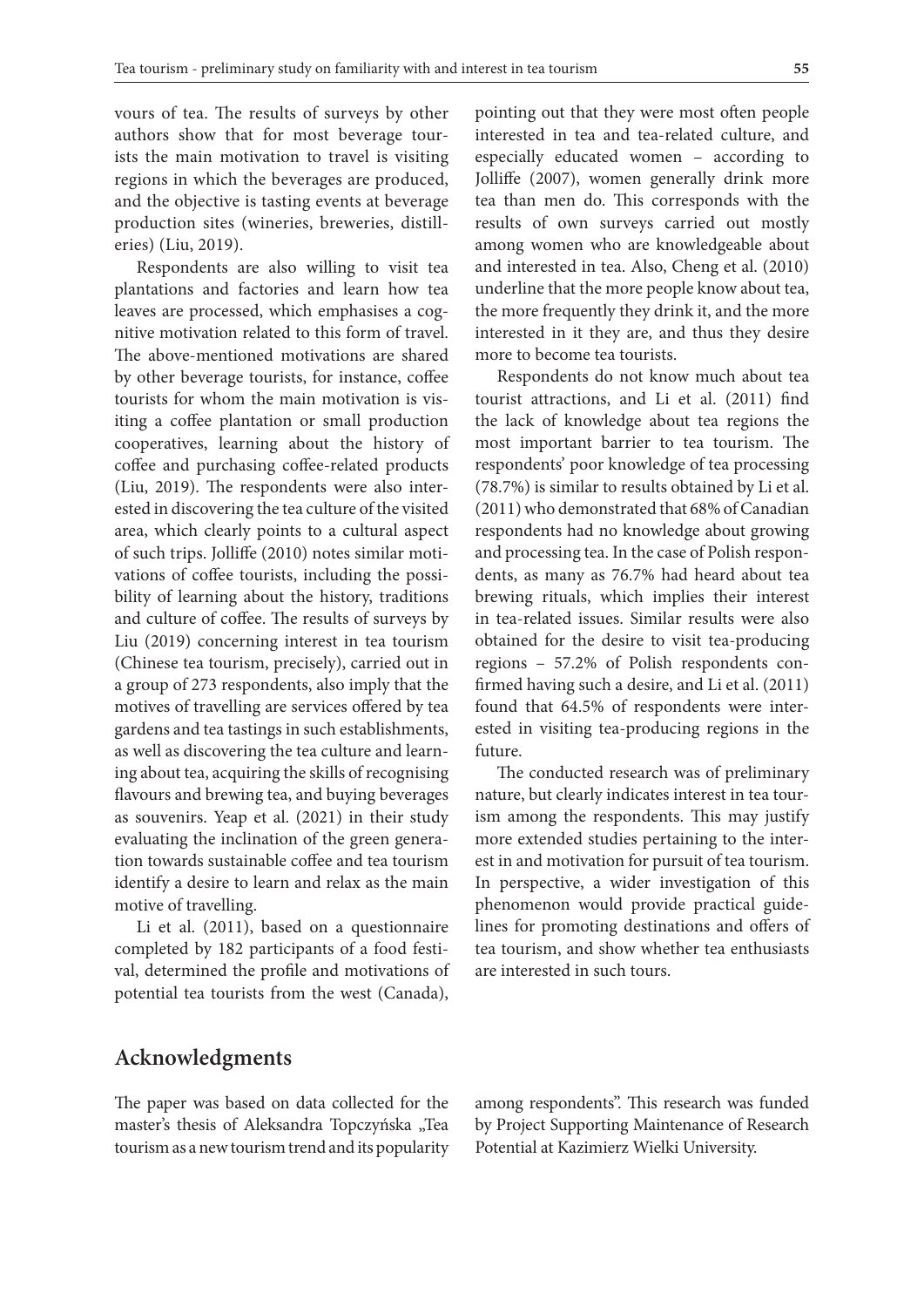vours of tea. The results of surveys by other authors show that for most beverage tourists the main motivation to travel is visiting regions in which the beverages are produced, and the objective is tasting events at beverage production sites (wineries, breweries, distilleries) (Liu, 2019).

Respondents are also willing to visit tea plantations and factories and learn how tea leaves are processed, which emphasises a cognitive motivation related to this form of travel. The above-mentioned motivations are shared by other beverage tourists, for instance, coffee tourists for whom the main motivation is visiting a coffee plantation or small production cooperatives, learning about the history of coffee and purchasing coffee-related products (Liu, 2019). The respondents were also interested in discovering the tea culture of the visited area, which clearly points to a cultural aspect of such trips. Jolliffe (2010) notes similar motivations of coffee tourists, including the possibility of learning about the history, traditions and culture of coffee. The results of surveys by Liu (2019) concerning interest in tea tourism (Chinese tea tourism, precisely), carried out in a group of 273 respondents, also imply that the motives of travelling are services offered by tea gardens and tea tastings in such establishments, as well as discovering the tea culture and learning about tea, acquiring the skills of recognising flavours and brewing tea, and buying beverages as souvenirs. Yeap et al. (2021) in their study evaluating the inclination of the green generation towards sustainable coffee and tea tourism identify a desire to learn and relax as the main motive of travelling.

Li et al. (2011), based on a questionnaire completed by 182 participants of a food festival, determined the profile and motivations of potential tea tourists from the west (Canada), pointing out that they were most often people interested in tea and tea-related culture, and especially educated women – according to Jolliffe (2007), women generally drink more tea than men do. This corresponds with the results of own surveys carried out mostly among women who are knowledgeable about and interested in tea. Also, Cheng et al. (2010) underline that the more people know about tea, the more frequently they drink it, and the more interested in it they are, and thus they desire more to become tea tourists.

Respondents do not know much about tea tourist attractions, and Li et al. (2011) find the lack of knowledge about tea regions the most important barrier to tea tourism. The respondents' poor knowledge of tea processing (78.7%) is similar to results obtained by Li et al. (2011) who demonstrated that 68% of Canadian respondents had no knowledge about growing and processing tea. In the case of Polish respondents, as many as 76.7% had heard about tea brewing rituals, which implies their interest in tea-related issues. Similar results were also obtained for the desire to visit tea-producing regions – 57.2% of Polish respondents confirmed having such a desire, and Li et al. (2011) found that 64.5% of respondents were interested in visiting tea-producing regions in the future.

The conducted research was of preliminary nature, but clearly indicates interest in tea tourism among the respondents. This may justify more extended studies pertaining to the interest in and motivation for pursuit of tea tourism. In perspective, a wider investigation of this phenomenon would provide practical guidelines for promoting destinations and offers of tea tourism, and show whether tea enthusiasts are interested in such tours.

## Acknowledgments

The paper was based on data collected for the master's thesis of Aleksandra Topczyńska „Tea tourism as a new tourism trend and its popularity among respondents". This research was funded by Project Supporting Maintenance of Research Potential at Kazimierz Wielki University.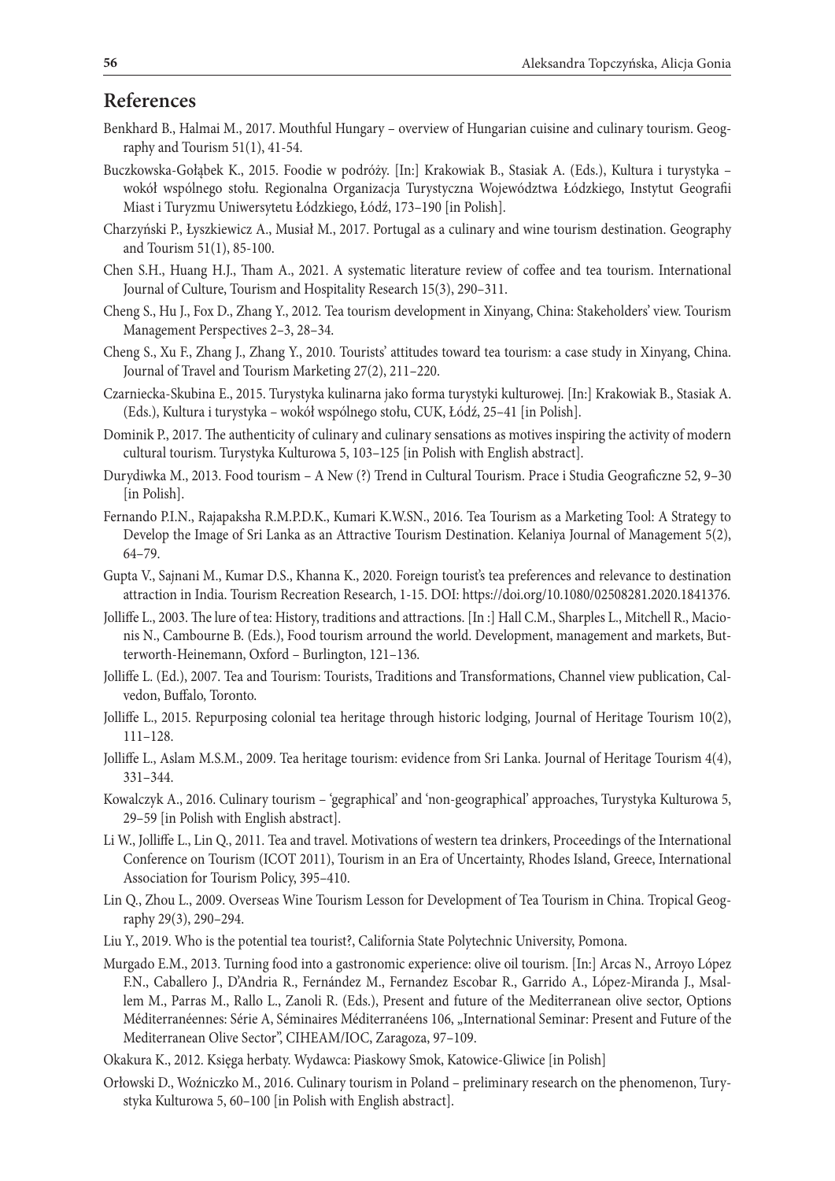## References

Benkhard B., Halmai M., 2017. Mouthful Hungary – overview of Hungarian cuisine and culinary tourism. Geography and Tourism 51(1), 41-54.

Buczkowska-Gołąbek K., 2015. Foodie w podróży. [In:] Krakowiak B., Stasiak A. (Eds.), Kultura i turystyka – wokół wspólnego stołu. Regionalna Organizacja Turystyczna Województwa Łódzkiego, Instytut Geografii Miast i Turyzmu Uniwersytetu Łódzkiego, Łódź, 173–190 [in Polish].

Charzyński P., Łyszkiewicz A., Musiał M., 2017. Portugal as a culinary and wine tourism destination. Geography and Tourism 51(1), 85-100.

Chen S.H., Huang H.J., Tham A., 2021. A systematic literature review of coffee and tea tourism. International Journal of Culture, Tourism and Hospitality Research 15(3), 290–311.

Cheng S., Hu J., Fox D., Zhang Y., 2012. Tea tourism development in Xinyang, China: Stakeholders' view. Tourism Management Perspectives 2–3, 28–34.

Cheng S., Xu F., Zhang J., Zhang Y., 2010. Tourists' attitudes toward tea tourism: a case study in Xinyang, China. Journal of Travel and Tourism Marketing 27(2), 211–220.

Czarniecka-Skubina E., 2015. Turystyka kulinarna jako forma turystyki kulturowej. [In:] Krakowiak B., Stasiak A. (Eds.), Kultura i turystyka – wokół wspólnego stołu, CUK, Łódź, 25–41 [in Polish].

Dominik P., 2017. The authenticity of culinary and culinary sensations as motives inspiring the activity of modern cultural tourism. Turystyka Kulturowa 5, 103–125 [in Polish with English abstract].

Durydiwka M., 2013. Food tourism – A New (?) Trend in Cultural Tourism. Prace i Studia Geograficzne 52, 9–30 [in Polish].

Fernando P.I.N., Rajapaksha R.M.P.D.K., Kumari K.W.SN., 2016. Tea Tourism as a Marketing Tool: A Strategy to Develop the Image of Sri Lanka as an Attractive Tourism Destination. Kelaniya Journal of Management 5(2), 64–79.

Gupta V., Sajnani M., Kumar D.S., Khanna K., 2020. Foreign tourist's tea preferences and relevance to destination attraction in India. Tourism Recreation Research, 1-15. DOI: https://doi.org/10.1080/02508281.2020.1841376.

Jolliffe L., 2003. The lure of tea: History, traditions and attractions. [In :] Hall C.M., Sharples L., Mitchell R., Macionis N., Cambourne B. (Eds.), Food tourism arround the world. Development, management and markets, Butterworth-Heinemann, Oxford – Burlington, 121–136.

Jolliffe L. (Ed.), 2007. Tea and Tourism: Tourists, Traditions and Transformations, Channel view publication, Calvedon, Buffalo, Toronto.

Jolliffe L., 2015. Repurposing colonial tea heritage through historic lodging, Journal of Heritage Tourism 10(2), 111–128.

Jolliffe L., Aslam M.S.M., 2009. Tea heritage tourism: evidence from Sri Lanka. Journal of Heritage Tourism 4(4), 331–344.

Kowalczyk A., 2016. Culinary tourism – 'gegraphical' and 'non-geographical' approaches, Turystyka Kulturowa 5, 29–59 [in Polish with English abstract].

Li W., Jolliffe L., Lin Q., 2011. Tea and travel. Motivations of western tea drinkers, Proceedings of the International Conference on Tourism (ICOT 2011), Tourism in an Era of Uncertainty, Rhodes Island, Greece, International Association for Tourism Policy, 395–410.

Lin Q., Zhou L., 2009. Overseas Wine Tourism Lesson for Development of Tea Tourism in China. Tropical Geography 29(3), 290–294.

Liu Y., 2019. Who is the potential tea tourist?, California State Polytechnic University, Pomona.

Murgado E.M., 2013. Turning food into a gastronomic experience: olive oil tourism. [In:] Arcas N., Arroyo López F.N., Caballero J., D'Andria R., Fernández M., Fernandez Escobar R., Garrido A., López-Miranda J., Msallem M., Parras M., Rallo L., Zanoli R. (Eds.), Present and future of the Mediterranean olive sector, Options Méditerranéennes: Série A, Séminaires Méditerranéens 106, „International Seminar: Present and Future of the Mediterranean Olive Sector", CIHEAM/IOC, Zaragoza, 97–109.

Okakura K., 2012. Księga herbaty. Wydawca: Piaskowy Smok, Katowice-Gliwice [in Polish]

Orłowski D., Woźniczko M., 2016. Culinary tourism in Poland – preliminary research on the phenomenon, Turystyka Kulturowa 5, 60–100 [in Polish with English abstract].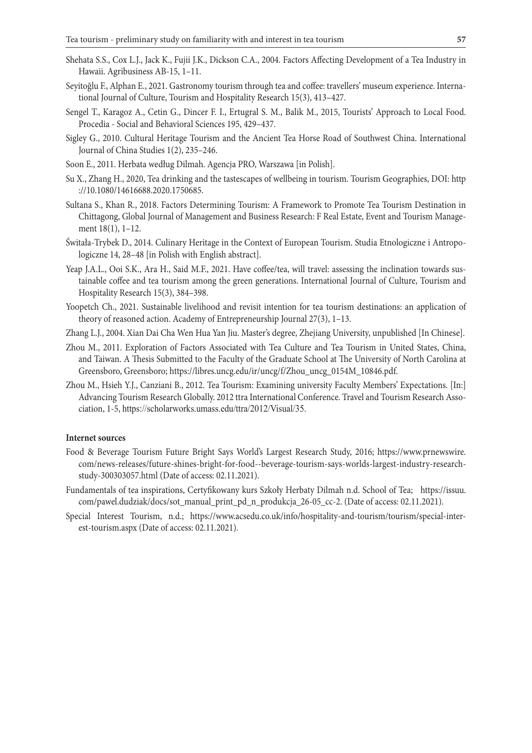Shehata S.S., Cox L.J., Jack K., Fujii J.K., Dickson C.A., 2004. Factors Affecting Development of a Tea Industry in Hawaii. Agribusiness AB-15, 1–11.

Seyitoğlu F., Alphan E., 2021. Gastronomy tourism through tea and coffee: travellers' museum experience. International Journal of Culture, Tourism and Hospitality Research 15(3), 413–427.

Sengel T., Karagoz A., Cetin G., Dincer F. I., Ertugral S. M., Balik M., 2015, Tourists' Approach to Local Food. Procedia - Social and Behavioral Sciences 195, 429–437.

Sigley G., 2010. Cultural Heritage Tourism and the Ancient Tea Horse Road of Southwest China. International Journal of China Studies 1(2), 235–246.

Soon E., 2011. Herbata według Dilmah. Agencja PRO, Warszawa [in Polish].

Su X., Zhang H., 2020, Tea drinking and the tastescapes of wellbeing in tourism. Tourism Geographies, DOI: http ://10.1080/14616688.2020.1750685.

Sultana S., Khan R., 2018. Factors Determining Tourism: A Framework to Promote Tea Tourism Destination in Chittagong, Global Journal of Management and Business Research: F Real Estate, Event and Tourism Management 18(1), 1–12.

Świtała-Trybek D., 2014. Culinary Heritage in the Context of European Tourism. Studia Etnologiczne i Antropologiczne 14, 28–48 [in Polish with English abstract].

Yeap J.A.L., Ooi S.K., Ara H., Said M.F., 2021. Have coffee/tea, will travel: assessing the inclination towards sustainable coffee and tea tourism among the green generations. International Journal of Culture, Tourism and Hospitality Research 15(3), 384–398.

Yoopetch Ch., 2021. Sustainable livelihood and revisit intention for tea tourism destinations: an application of theory of reasoned action. Academy of Entrepreneurship Journal 27(3), 1–13.

Zhang L.J., 2004. Xian Dai Cha Wen Hua Yan Jiu. Master's degree, Zhejiang University, unpublished [In Chinese].

Zhou M., 2011. Exploration of Factors Associated with Tea Culture and Tea Tourism in United States, China, and Taiwan. A Thesis Submitted to the Faculty of the Graduate School at The University of North Carolina at Greensboro, Greensboro; https://libres.uncg.edu/ir/uncg/f/Zhou_uncg_0154M_10846.pdf.

Zhou M., Hsieh Y.J., Canziani B., 2012. Tea Tourism: Examining university Faculty Members' Expectations. [In:] Advancing Tourism Research Globally. 2012 ttra International Conference. Travel and Tourism Research Association, 1-5, https://scholarworks.umass.edu/ttra/2012/Visual/35.

**Internet sources**

Food & Beverage Tourism Future Bright Says World's Largest Research Study, 2016; https://www.prnewswire.com/news-releases/future-shines-bright-for-food--beverage-tourism-says-worlds-largest-industry-research-study-300303057.html (Date of access: 02.11.2021).

Fundamentals of tea inspirations, Certyfikowany kurs Szkoły Herbaty Dilmah n.d. School of Tea; https://issuu.com/pawel.dudziak/docs/sot_manual_print_pd_n_produkcja_26-05_cc-2. (Date of access: 02.11.2021).

Special Interest Tourism, n.d.; https://www.acsedu.co.uk/info/hospitality-and-tourism/tourism/special-interest-tourism.aspx (Date of access: 02.11.2021).